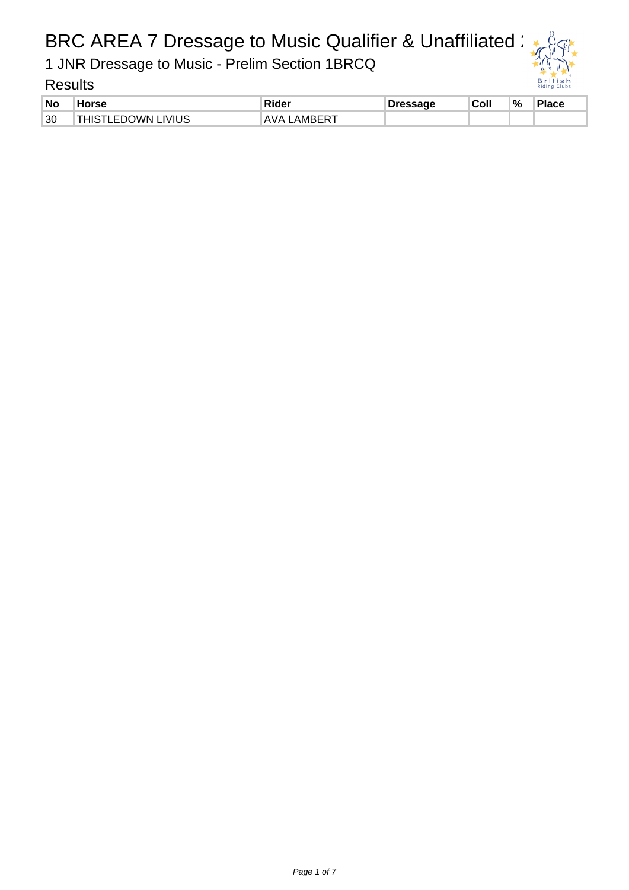# BRC AREA 7 Dressage to Music Qualifier & Unaffiliated 2

## 1 JNR Dressage to Music - Prelim Section 1BRCQ

### Results

| No | Horse | Rider | Dressage | Coll | % | Place |
|---|---|---|---|---|---|---|
| 30 | THISTLEDOWN LIVIUS | AVA LAMBERT | | | | |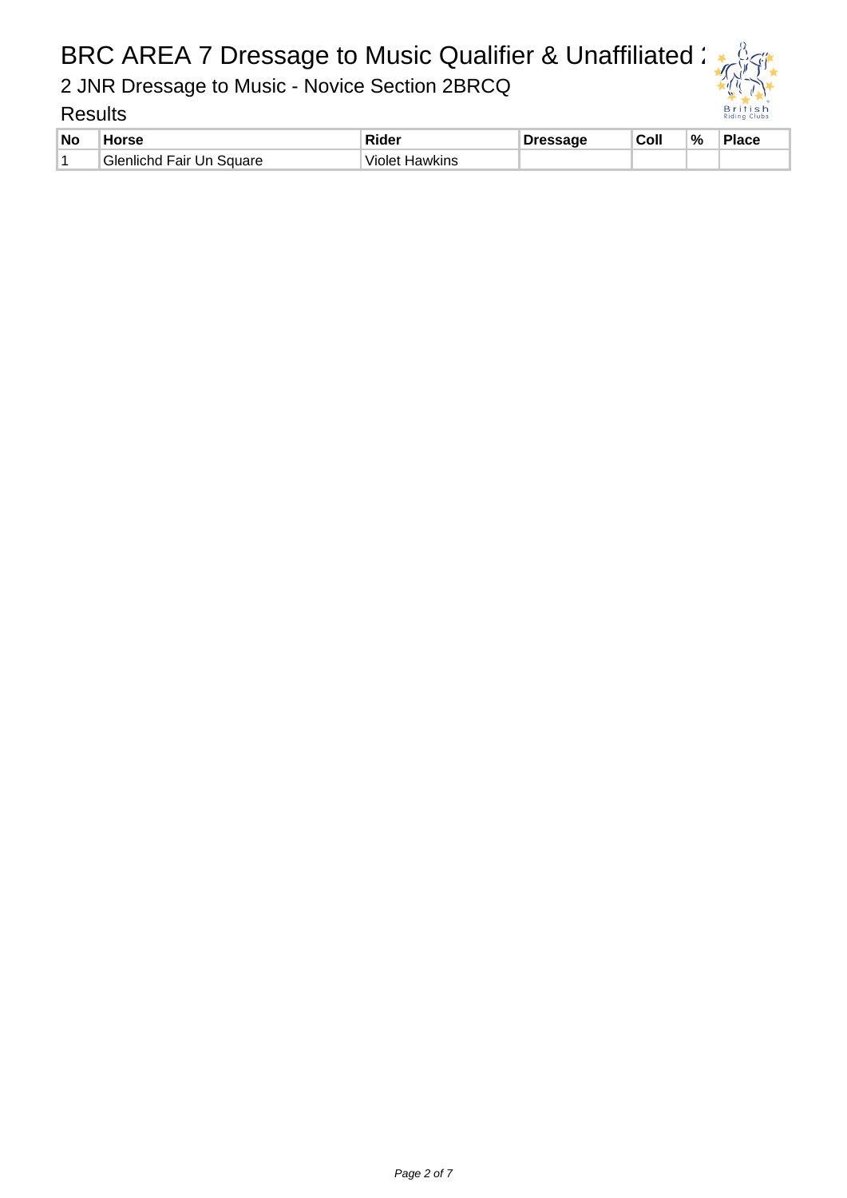# BRC AREA 7 Dressage to Music Qualifier & Unaffiliated 2

## 2 JNR Dressage to Music - Novice Section 2BRCQ

### Results

| No | Horse | Rider | Dressage | Coll | % | Place |
|---|---|---|---|---|---|---|
| 1 | Glenlichd Fair Un Square | Violet Hawkins | | | | |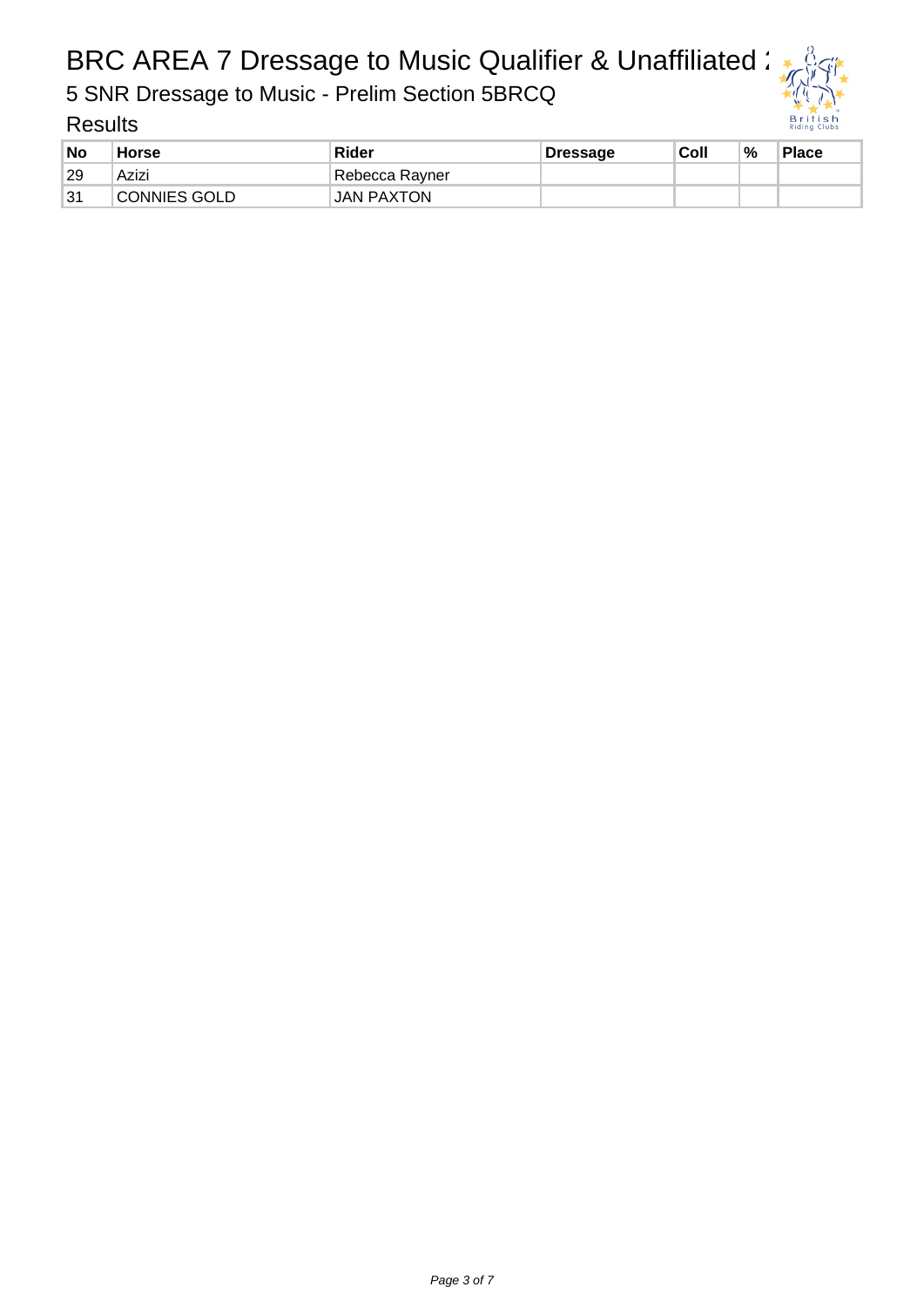# BRC AREA 7 Dressage to Music Qualifier & Unaffiliated :

## 5 SNR Dressage to Music - Prelim Section 5BRCQ

### Results

| No | Horse | Rider | Dressage | Coll | % | Place |
|---|---|---|---|---|---|---|
| 29 | Azizi | Rebecca Rayner | | | | |
| 31 | CONNIES GOLD | JAN PAXTON | | | | |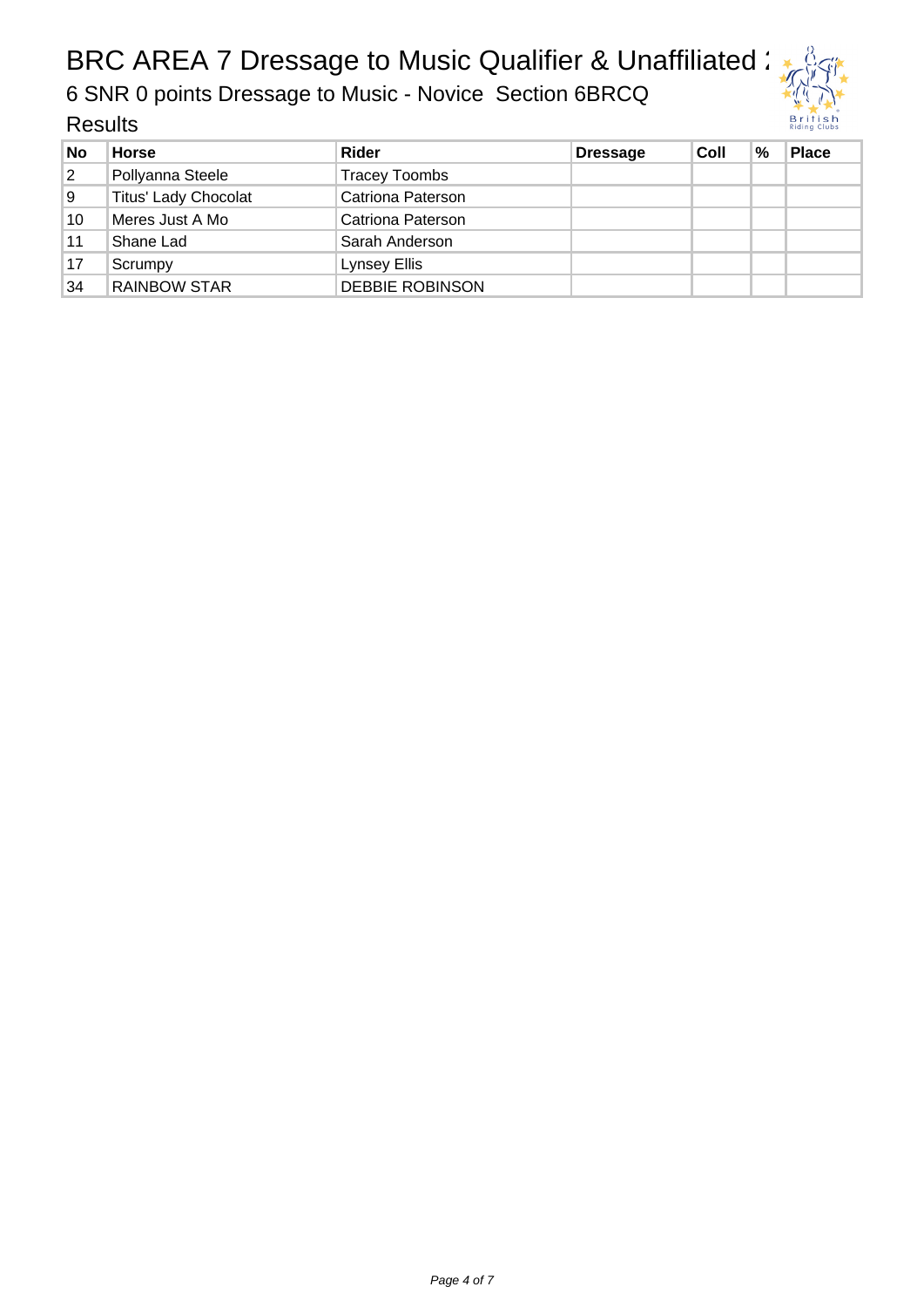# BRC AREA 7 Dressage to Music Qualifier & Unaffiliated :

## 6 SNR 0 points Dressage to Music - Novice Section 6BRCQ

### Results

| No | Horse | Rider | Dressage | Coll | % | Place |
|---|---|---|---|---|---|---|
| 2 | Pollyanna Steele | Tracey Toombs | | | | |
| 9 | Titus' Lady Chocolat | Catriona Paterson | | | | |
| 10 | Meres Just A Mo | Catriona Paterson | | | | |
| 11 | Shane Lad | Sarah Anderson | | | | |
| 17 | Scrumpy | Lynsey Ellis | | | | |
| 34 | RAINBOW STAR | DEBBIE ROBINSON | | | | |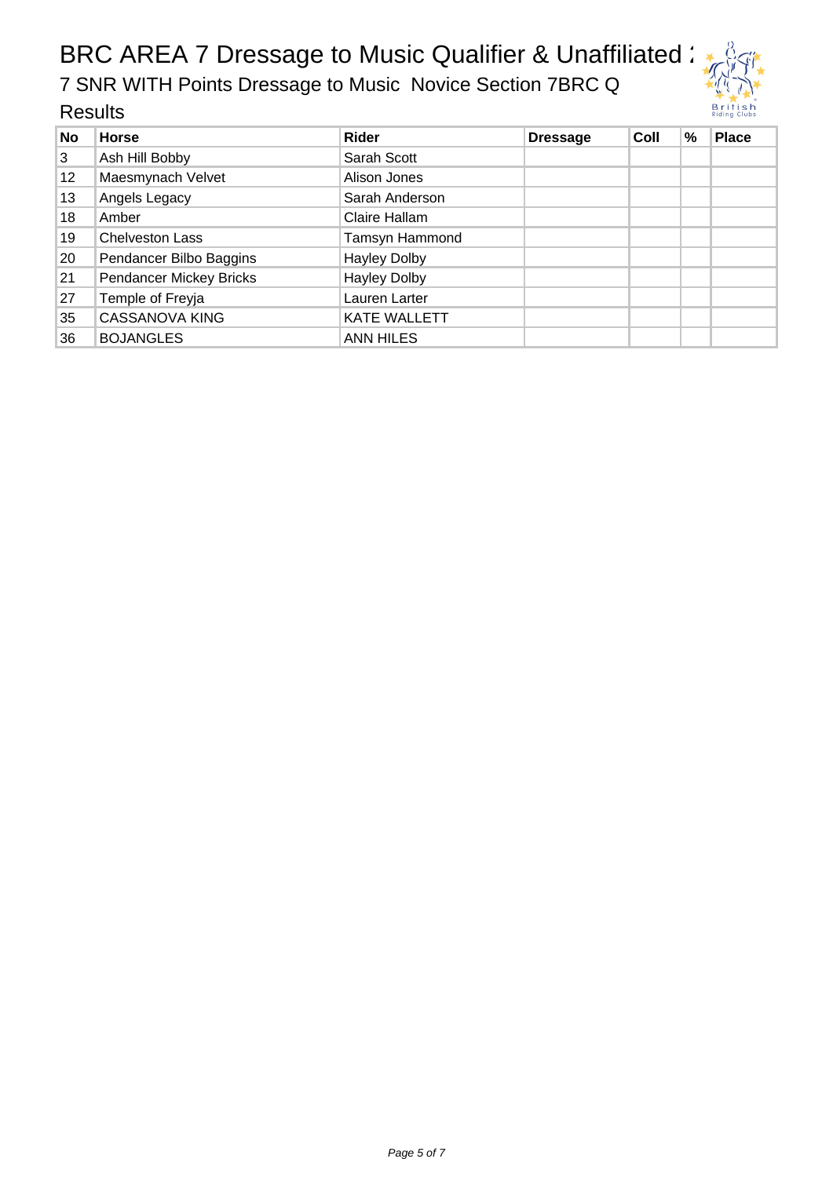# BRC AREA 7 Dressage to Music Qualifier & Unaffiliated :

## 7 SNR WITH Points Dressage to Music Novice Section 7BRC Q

### Results

| No | Horse | Rider | Dressage | Coll | % | Place |
|---|---|---|---|---|---|---|
| 3 | Ash Hill Bobby | Sarah Scott | | | | |
| 12 | Maesmynach Velvet | Alison Jones | | | | |
| 13 | Angels Legacy | Sarah Anderson | | | | |
| 18 | Amber | Claire Hallam | | | | |
| 19 | Chelveston Lass | Tamsyn Hammond | | | | |
| 20 | Pendancer Bilbo Baggins | Hayley Dolby | | | | |
| 21 | Pendancer Mickey Bricks | Hayley Dolby | | | | |
| 27 | Temple of Freyja | Lauren Larter | | | | |
| 35 | CASSANOVA KING | KATE WALLETT | | | | |
| 36 | BOJANGLES | ANN HILES | | | | |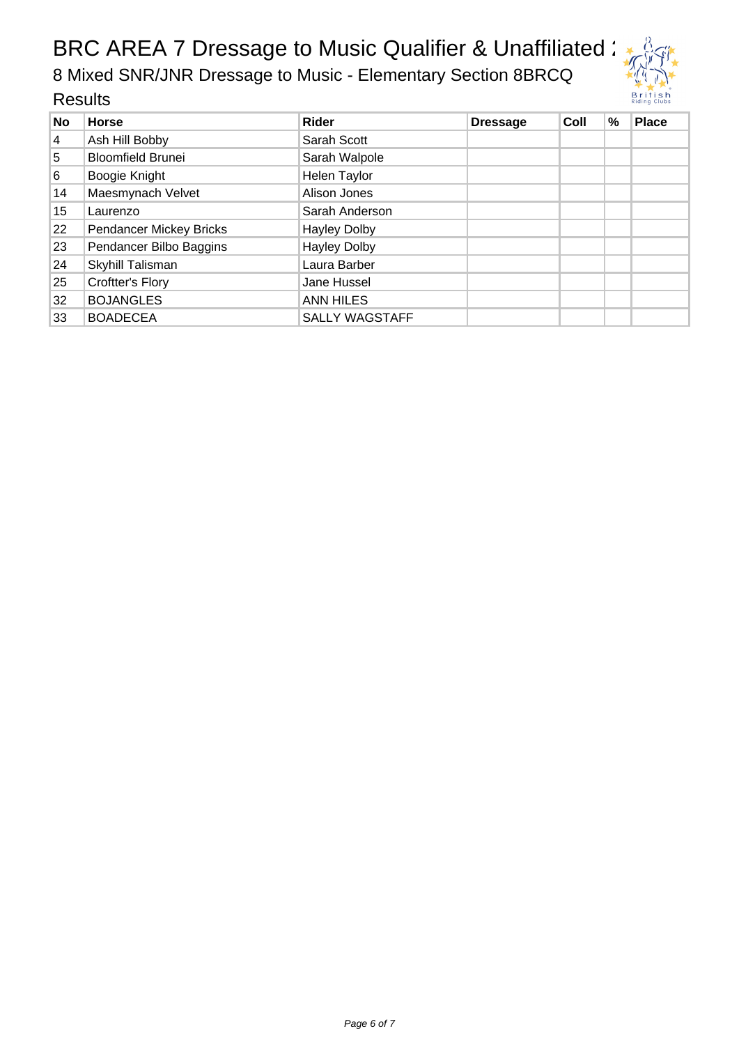# BRC AREA 7 Dressage to Music Qualifier & Unaffiliated :

## 8 Mixed SNR/JNR Dressage to Music - Elementary Section 8BRCQ

### Results

| No | Horse | Rider | Dressage | Coll | % | Place |
|---|---|---|---|---|---|---|
| 4 | Ash Hill Bobby | Sarah Scott | | | | |
| 5 | Bloomfield Brunei | Sarah Walpole | | | | |
| 6 | Boogie Knight | Helen Taylor | | | | |
| 14 | Maesmynach Velvet | Alison Jones | | | | |
| 15 | Laurenzo | Sarah Anderson | | | | |
| 22 | Pendancer Mickey Bricks | Hayley Dolby | | | | |
| 23 | Pendancer Bilbo Baggins | Hayley Dolby | | | | |
| 24 | Skyhill Talisman | Laura Barber | | | | |
| 25 | Croftter's Flory | Jane Hussel | | | | |
| 32 | BOJANGLES | ANN HILES | | | | |
| 33 | BOADECEA | SALLY WAGSTAFF | | | | |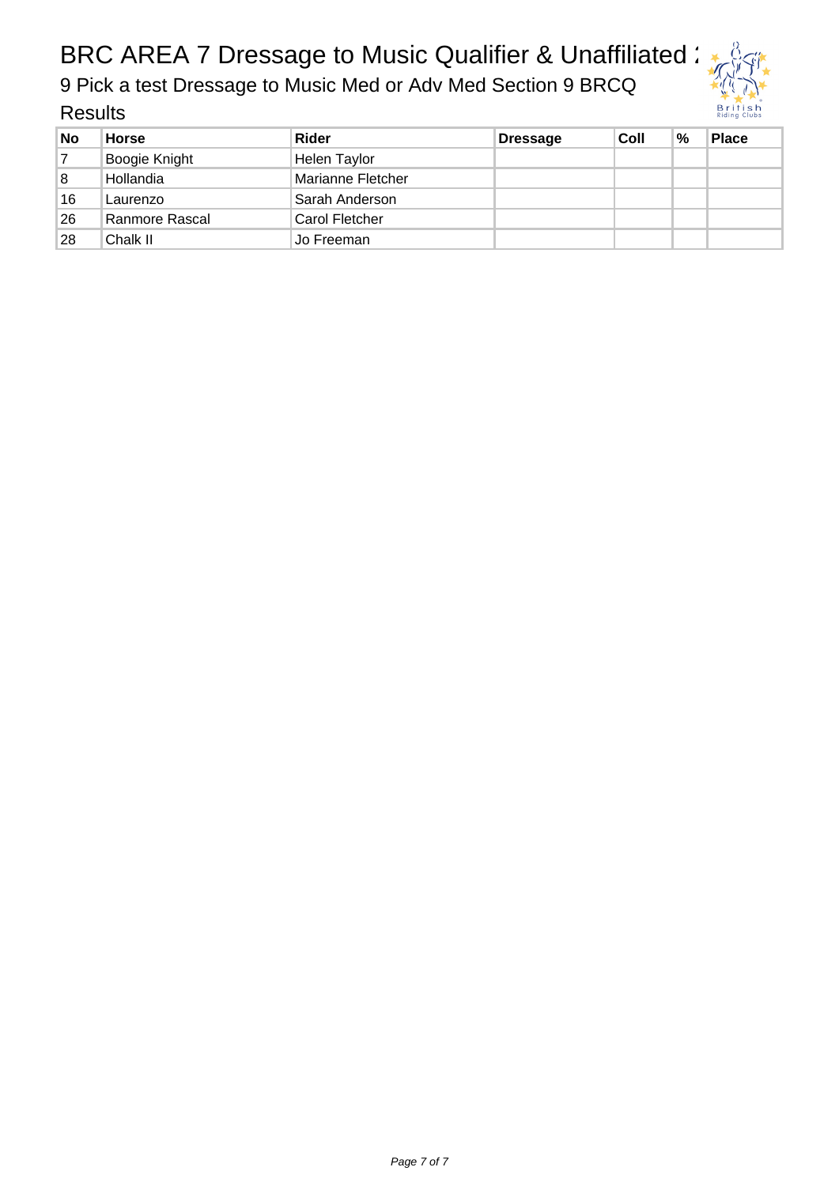# BRC AREA 7 Dressage to Music Qualifier & Unaffiliated :

## 9 Pick a test Dressage to Music Med or Adv Med Section 9 BRCQ

### Results

| No | Horse | Rider | Dressage | Coll | % | Place |
|---|---|---|---|---|---|---|
| 7 | Boogie Knight | Helen Taylor | | | | |
| 8 | Hollandia | Marianne Fletcher | | | | |
| 16 | Laurenzo | Sarah Anderson | | | | |
| 26 | Ranmore Rascal | Carol Fletcher | | | | |
| 28 | Chalk II | Jo Freeman | | | | |